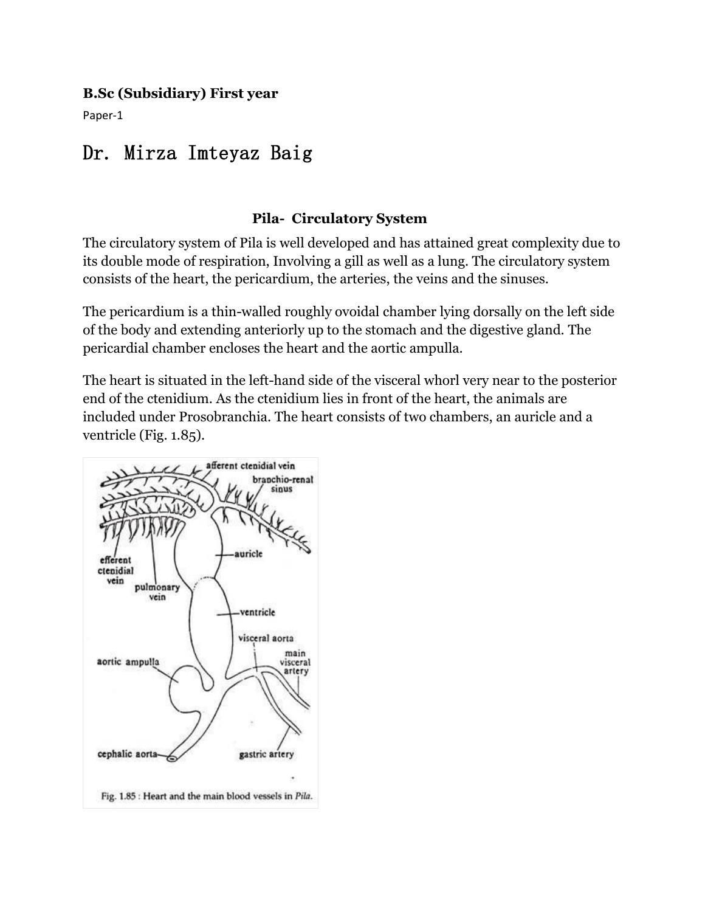**B.Sc (Subsidiary) First year**

Paper-1

# Dr. Mirza Imteyaz Baig

## Pila- Circulatory System

The circulatory system of Pila is well developed and has attained great complexity due to its double mode of respiration, Involving a gill as well as a lung. The circulatory system consists of the heart, the pericardium, the arteries, the veins and the sinuses.

The pericardium is a thin-walled roughly ovoidal chamber lying dorsally on the left side of the body and extending anteriorly up to the stomach and the digestive gland. The pericardial chamber encloses the heart and the aortic ampulla.

The heart is situated in the left-hand side of the visceral whorl very near to the posterior end of the ctenidium. As the ctenidium lies in front of the heart, the animals are included under Prosobranchia. The heart consists of two chambers, an auricle and a ventricle (Fig. 1.85).

Fig. 1.85 : Heart and the main blood vessels in *Pila*.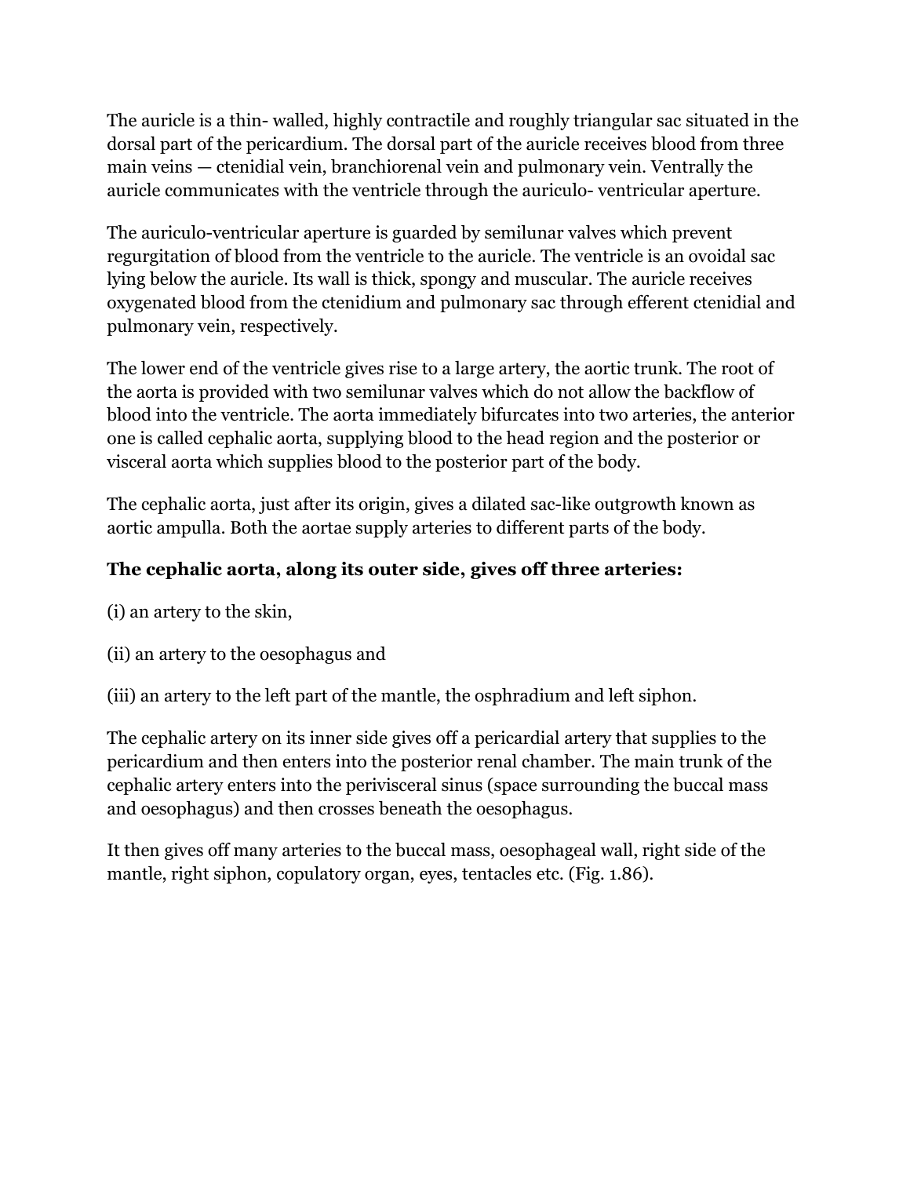The auricle is a thin- walled, highly contractile and roughly triangular sac situated in the dorsal part of the pericardium. The dorsal part of the auricle receives blood from three main veins — ctenidial vein, branchiorenal vein and pulmonary vein. Ventrally the auricle communicates with the ventricle through the auriculo- ventricular aperture.

The auriculo-ventricular aperture is guarded by semilunar valves which prevent regurgitation of blood from the ventricle to the auricle. The ventricle is an ovoidal sac lying below the auricle. Its wall is thick, spongy and muscular. The auricle receives oxygenated blood from the ctenidium and pulmonary sac through efferent ctenidial and pulmonary vein, respectively.

The lower end of the ventricle gives rise to a large artery, the aortic trunk. The root of the aorta is provided with two semilunar valves which do not allow the backflow of blood into the ventricle. The aorta immediately bifurcates into two arteries, the anterior one is called cephalic aorta, supplying blood to the head region and the posterior or visceral aorta which supplies blood to the posterior part of the body.

The cephalic aorta, just after its origin, gives a dilated sac-like outgrowth known as aortic ampulla. Both the aortae supply arteries to different parts of the body.

**The cephalic aorta, along its outer side, gives off three arteries:**

(i) an artery to the skin,

(ii) an artery to the oesophagus and

(iii) an artery to the left part of the mantle, the osphradium and left siphon.

The cephalic artery on its inner side gives off a pericardial artery that supplies to the pericardium and then enters into the posterior renal chamber. The main trunk of the cephalic artery enters into the perivisceral sinus (space surrounding the buccal mass and oesophagus) and then crosses beneath the oesophagus.

It then gives off many arteries to the buccal mass, oesophageal wall, right side of the mantle, right siphon, copulatory organ, eyes, tentacles etc. (Fig. 1.86).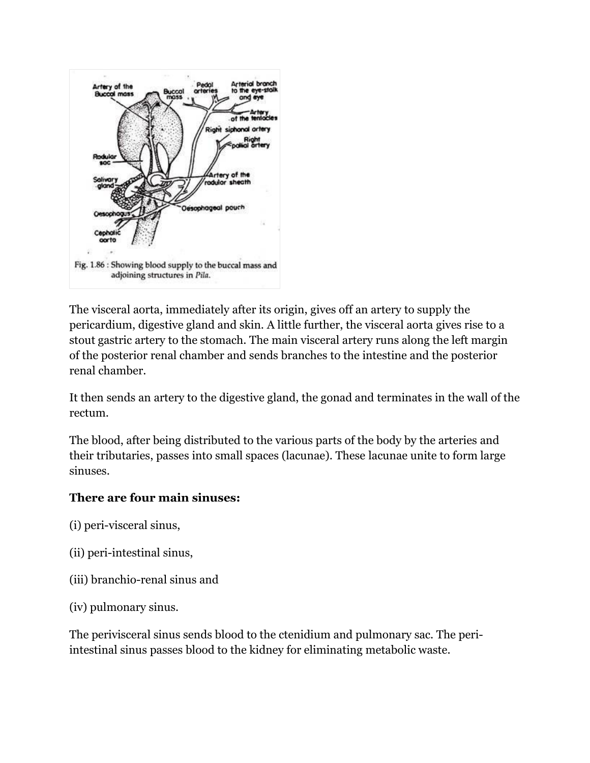Fig. 1.86 : Showing blood supply to the buccal mass and adjoining structures in *Pila*.

The visceral aorta, immediately after its origin, gives off an artery to supply the pericardium, digestive gland and skin. A little further, the visceral aorta gives rise to a stout gastric artery to the stomach. The main visceral artery runs along the left margin of the posterior renal chamber and sends branches to the intestine and the posterior renal chamber.

It then sends an artery to the digestive gland, the gonad and terminates in the wall of the rectum.

The blood, after being distributed to the various parts of the body by the arteries and their tributaries, passes into small spaces (lacunae). These lacunae unite to form large sinuses.

**There are four main sinuses:**

(i) peri-visceral sinus,

(ii) peri-intestinal sinus,

(iii) branchio-renal sinus and

(iv) pulmonary sinus.

The perivisceral sinus sends blood to the ctenidium and pulmonary sac. The peri-intestinal sinus passes blood to the kidney for eliminating metabolic waste.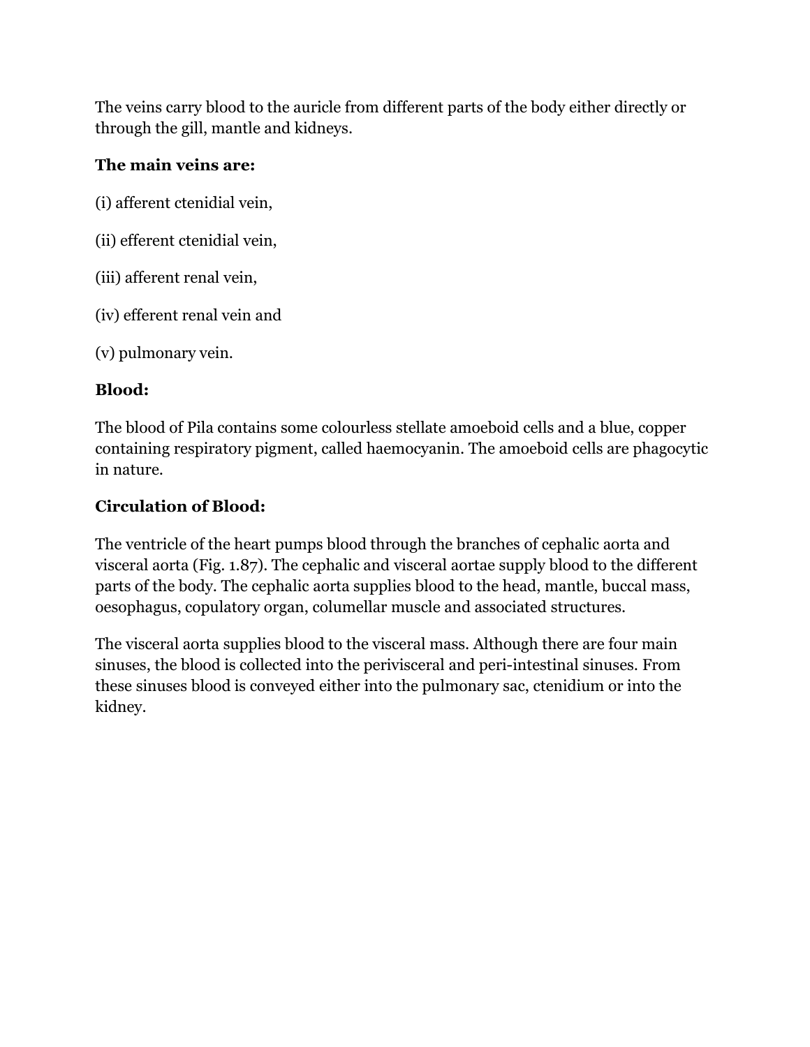The veins carry blood to the auricle from different parts of the body either directly or through the gill, mantle and kidneys.

**The main veins are:**

(i) afferent ctenidial vein,

(ii) efferent ctenidial vein,

(iii) afferent renal vein,

(iv) efferent renal vein and

(v) pulmonary vein.

**Blood:**

The blood of Pila contains some colourless stellate amoeboid cells and a blue, copper containing respiratory pigment, called haemocyanin. The amoeboid cells are phagocytic in nature.

**Circulation of Blood:**

The ventricle of the heart pumps blood through the branches of cephalic aorta and visceral aorta (Fig. 1.87). The cephalic and visceral aortae supply blood to the different parts of the body. The cephalic aorta supplies blood to the head, mantle, buccal mass, oesophagus, copulatory organ, columellar muscle and associated structures.

The visceral aorta supplies blood to the visceral mass. Although there are four main sinuses, the blood is collected into the perivisceral and peri-intestinal sinuses. From these sinuses blood is conveyed either into the pulmonary sac, ctenidium or into the kidney.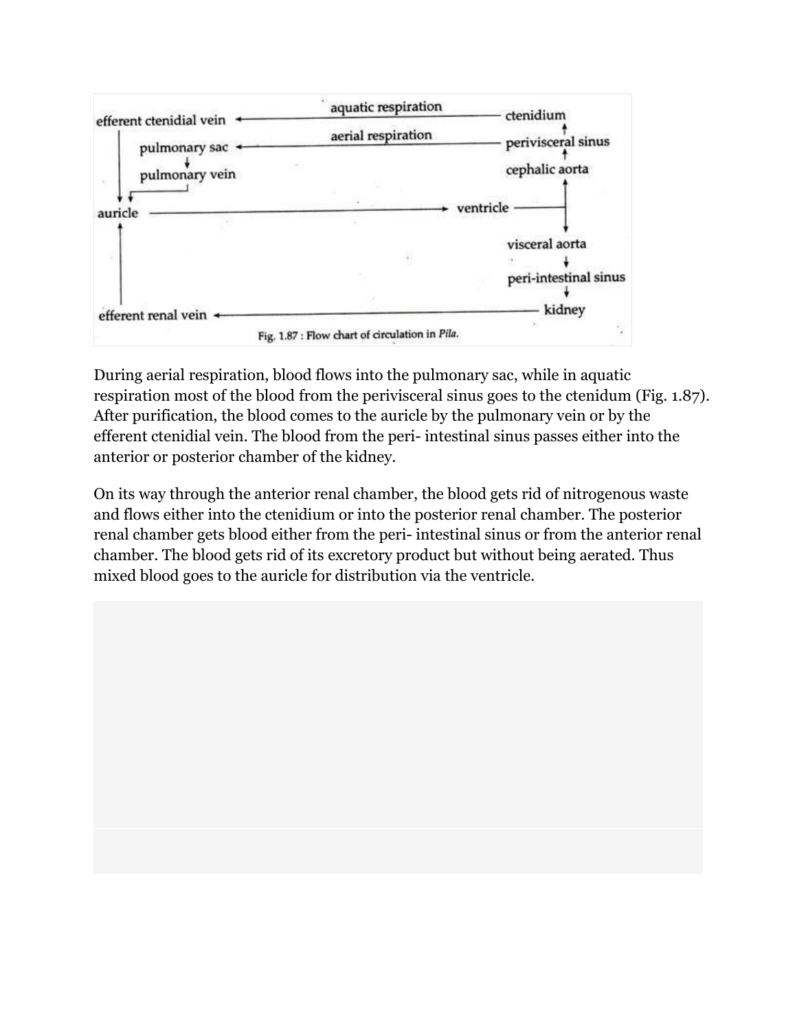efferent ctenidial vein
aquatic respiration
ctenidium
pulmonary sac
aerial respiration
perivisceral sinus
pulmonary vein
cephalic aorta
auricle
ventricle
visceral aorta
peri-intestinal sinus
kidney
efferent renal vein

Fig. 1.87 : Flow chart of circulation in *Pila*.

During aerial respiration, blood flows into the pulmonary sac, while in aquatic respiration most of the blood from the perivisceral sinus goes to the ctenidum (Fig. 1.87). After purification, the blood comes to the auricle by the pulmonary vein or by the efferent ctenidial vein. The blood from the peri- intestinal sinus passes either into the anterior or posterior chamber of the kidney.

On its way through the anterior renal chamber, the blood gets rid of nitrogenous waste and flows either into the ctenidium or into the posterior renal chamber. The posterior renal chamber gets blood either from the peri- intestinal sinus or from the anterior renal chamber. The blood gets rid of its excretory product but without being aerated. Thus mixed blood goes to the auricle for distribution via the ventricle.